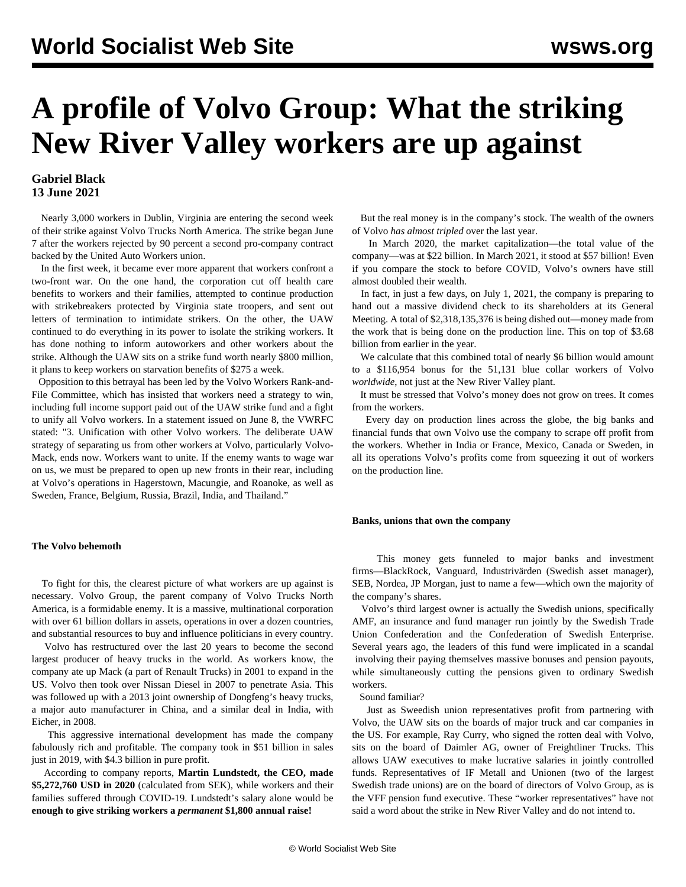# A profile of Volvo Group: What the striking New River Valley workers are up against

**Gabriel Black**
**13 June 2021**

Nearly 3,000 workers in Dublin, Virginia are entering the second week of their strike against Volvo Trucks North America. The strike began June 7 after the workers rejected by 90 percent a second pro-company contract backed by the United Auto Workers union.

In the first week, it became ever more apparent that workers confront a two-front war. On the one hand, the corporation cut off health care benefits to workers and their families, attempted to continue production with strikebreakers protected by Virginia state troopers, and sent out letters of termination to intimidate strikers. On the other, the UAW continued to do everything in its power to isolate the striking workers. It has done nothing to inform autoworkers and other workers about the strike. Although the UAW sits on a strike fund worth nearly $800 million, it plans to keep workers on starvation benefits of $275 a week.

Opposition to this betrayal has been led by the Volvo Workers Rank-and-File Committee, which has insisted that workers need a strategy to win, including full income support paid out of the UAW strike fund and a fight to unify all Volvo workers. In a statement issued on June 8, the VWRFC stated: "3. Unification with other Volvo workers. The deliberate UAW strategy of separating us from other workers at Volvo, particularly Volvo-Mack, ends now. Workers want to unite. If the enemy wants to wage war on us, we must be prepared to open up new fronts in their rear, including at Volvo's operations in Hagerstown, Macungie, and Roanoke, as well as Sweden, France, Belgium, Russia, Brazil, India, and Thailand."

#### The Volvo behemoth

To fight for this, the clearest picture of what workers are up against is necessary. Volvo Group, the parent company of Volvo Trucks North America, is a formidable enemy. It is a massive, multinational corporation with over 61 billion dollars in assets, operations in over a dozen countries, and substantial resources to buy and influence politicians in every country.

Volvo has restructured over the last 20 years to become the second largest producer of heavy trucks in the world. As workers know, the company ate up Mack (a part of Renault Trucks) in 2001 to expand in the US. Volvo then took over Nissan Diesel in 2007 to penetrate Asia. This was followed up with a 2013 joint ownership of Dongfeng's heavy trucks, a major auto manufacturer in China, and a similar deal in India, with Eicher, in 2008.

This aggressive international development has made the company fabulously rich and profitable. The company took in $51 billion in sales just in 2019, with $4.3 billion in pure profit.

According to company reports, **Martin Lundstedt, the CEO, made $5,272,760 USD in 2020** (calculated from SEK), while workers and their families suffered through COVID-19. Lundstedt's salary alone would be **enough to give striking workers a *permanent* $1,800 annual raise!**

But the real money is in the company's stock. The wealth of the owners of Volvo *has almost tripled* over the last year.

In March 2020, the market capitalization—the total value of the company—was at $22 billion. In March 2021, it stood at $57 billion! Even if you compare the stock to before COVID, Volvo's owners have still almost doubled their wealth.

In fact, in just a few days, on July 1, 2021, the company is preparing to hand out a massive dividend check to its shareholders at its General Meeting. A total of $2,318,135,376 is being dished out—money made from the work that is being done on the production line. This on top of $3.68 billion from earlier in the year.

We calculate that this combined total of nearly $6 billion would amount to a $116,954 bonus for the 51,131 blue collar workers of Volvo *worldwide*, not just at the New River Valley plant.

It must be stressed that Volvo's money does not grow on trees. It comes from the workers.

Every day on production lines across the globe, the big banks and financial funds that own Volvo use the company to scrape off profit from the workers. Whether in India or France, Mexico, Canada or Sweden, in all its operations Volvo's profits come from squeezing it out of workers on the production line.

#### Banks, unions that own the company

This money gets funneled to major banks and investment firms—BlackRock, Vanguard, Industrivärden (Swedish asset manager), SEB, Nordea, JP Morgan, just to name a few—which own the majority of the company's shares.

Volvo's third largest owner is actually the Swedish unions, specifically AMF, an insurance and fund manager run jointly by the Swedish Trade Union Confederation and the Confederation of Swedish Enterprise. Several years ago, the leaders of this fund were implicated in a scandal involving their paying themselves massive bonuses and pension payouts, while simultaneously cutting the pensions given to ordinary Swedish workers.

Sound familiar?

Just as Sweedish union representatives profit from partnering with Volvo, the UAW sits on the boards of major truck and car companies in the US. For example, Ray Curry, who signed the rotten deal with Volvo, sits on the board of Daimler AG, owner of Freightliner Trucks. This allows UAW executives to make lucrative salaries in jointly controlled funds. Representatives of IF Metall and Unionen (two of the largest Swedish trade unions) are on the board of directors of Volvo Group, as is the VFF pension fund executive. These "worker representatives" have not said a word about the strike in New River Valley and do not intend to.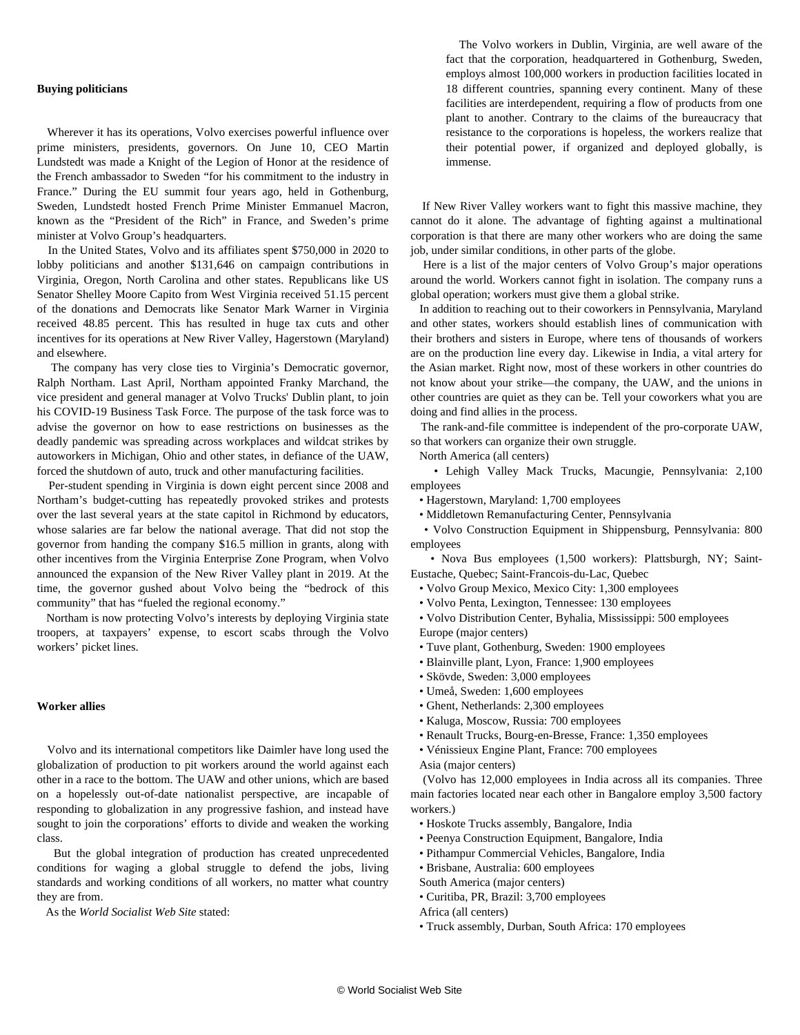### Buying politicians

Wherever it has its operations, Volvo exercises powerful influence over prime ministers, presidents, governors. On June 10, CEO Martin Lundstedt was made a Knight of the Legion of Honor at the residence of the French ambassador to Sweden "for his commitment to the industry in France." During the EU summit four years ago, held in Gothenburg, Sweden, Lundstedt hosted French Prime Minister Emmanuel Macron, known as the "President of the Rich" in France, and Sweden's prime minister at Volvo Group's headquarters.

In the United States, Volvo and its affiliates spent $750,000 in 2020 to lobby politicians and another $131,646 on campaign contributions in Virginia, Oregon, North Carolina and other states. Republicans like US Senator Shelley Moore Capito from West Virginia received 51.15 percent of the donations and Democrats like Senator Mark Warner in Virginia received 48.85 percent. This has resulted in huge tax cuts and other incentives for its operations at New River Valley, Hagerstown (Maryland) and elsewhere.

The company has very close ties to Virginia's Democratic governor, Ralph Northam. Last April, Northam appointed Franky Marchand, the vice president and general manager at Volvo Trucks' Dublin plant, to join his COVID-19 Business Task Force. The purpose of the task force was to advise the governor on how to ease restrictions on businesses as the deadly pandemic was spreading across workplaces and wildcat strikes by autoworkers in Michigan, Ohio and other states, in defiance of the UAW, forced the shutdown of auto, truck and other manufacturing facilities.

Per-student spending in Virginia is down eight percent since 2008 and Northam's budget-cutting has repeatedly provoked strikes and protests over the last several years at the state capitol in Richmond by educators, whose salaries are far below the national average. That did not stop the governor from handing the company $16.5 million in grants, along with other incentives from the Virginia Enterprise Zone Program, when Volvo announced the expansion of the New River Valley plant in 2019. At the time, the governor gushed about Volvo being the "bedrock of this community" that has "fueled the regional economy."

Northam is now protecting Volvo's interests by deploying Virginia state troopers, at taxpayers' expense, to escort scabs through the Volvo workers' picket lines.

### Worker allies

Volvo and its international competitors like Daimler have long used the globalization of production to pit workers around the world against each other in a race to the bottom. The UAW and other unions, which are based on a hopelessly out-of-date nationalist perspective, are incapable of responding to globalization in any progressive fashion, and instead have sought to join the corporations' efforts to divide and weaken the working class.

But the global integration of production has created unprecedented conditions for waging a global struggle to defend the jobs, living standards and working conditions of all workers, no matter what country they are from.

As the *World Socialist Web Site* stated:

> The Volvo workers in Dublin, Virginia, are well aware of the fact that the corporation, headquartered in Gothenburg, Sweden, employs almost 100,000 workers in production facilities located in 18 different countries, spanning every continent. Many of these facilities are interdependent, requiring a flow of products from one plant to another. Contrary to the claims of the bureaucracy that resistance to the corporations is hopeless, the workers realize that their potential power, if organized and deployed globally, is immense.

If New River Valley workers want to fight this massive machine, they cannot do it alone. The advantage of fighting against a multinational corporation is that there are many other workers who are doing the same job, under similar conditions, in other parts of the globe.

Here is a list of the major centers of Volvo Group's major operations around the world. Workers cannot fight in isolation. The company runs a global operation; workers must give them a global strike.

In addition to reaching out to their coworkers in Pennsylvania, Maryland and other states, workers should establish lines of communication with their brothers and sisters in Europe, where tens of thousands of workers are on the production line every day. Likewise in India, a vital artery for the Asian market. Right now, most of these workers in other countries do not know about your strike—the company, the UAW, and the unions in other countries are quiet as they can be. Tell your coworkers what you are doing and find allies in the process.

The rank-and-file committee is independent of the pro-corporate UAW, so that workers can organize their own struggle.

North America (all centers)

- Lehigh Valley Mack Trucks, Macungie, Pennsylvania: 2,100 employees
- Hagerstown, Maryland: 1,700 employees
- Middletown Remanufacturing Center, Pennsylvania
- Volvo Construction Equipment in Shippensburg, Pennsylvania: 800 employees
- Nova Bus employees (1,500 workers): Plattsburgh, NY; Saint-Eustache, Quebec; Saint-Francois-du-Lac, Quebec
- Volvo Group Mexico, Mexico City: 1,300 employees
- Volvo Penta, Lexington, Tennessee: 130 employees
- Volvo Distribution Center, Byhalia, Mississippi: 500 employees

Europe (major centers)

- Tuve plant, Gothenburg, Sweden: 1900 employees
- Blainville plant, Lyon, France: 1,900 employees
- Skövde, Sweden: 3,000 employees
- Umeå, Sweden: 1,600 employees
- Ghent, Netherlands: 2,300 employees
- Kaluga, Moscow, Russia: 700 employees
- Renault Trucks, Bourg-en-Bresse, France: 1,350 employees
- Vénissieux Engine Plant, France: 700 employees

Asia (major centers)

(Volvo has 12,000 employees in India across all its companies. Three main factories located near each other in Bangalore employ 3,500 factory workers.)

- Hoskote Trucks assembly, Bangalore, India
- Peenya Construction Equipment, Bangalore, India
- Pithampur Commercial Vehicles, Bangalore, India
- Brisbane, Australia: 600 employees

South America (major centers)

- Curitiba, PR, Brazil: 3,700 employees

Africa (all centers)

- Truck assembly, Durban, South Africa: 170 employees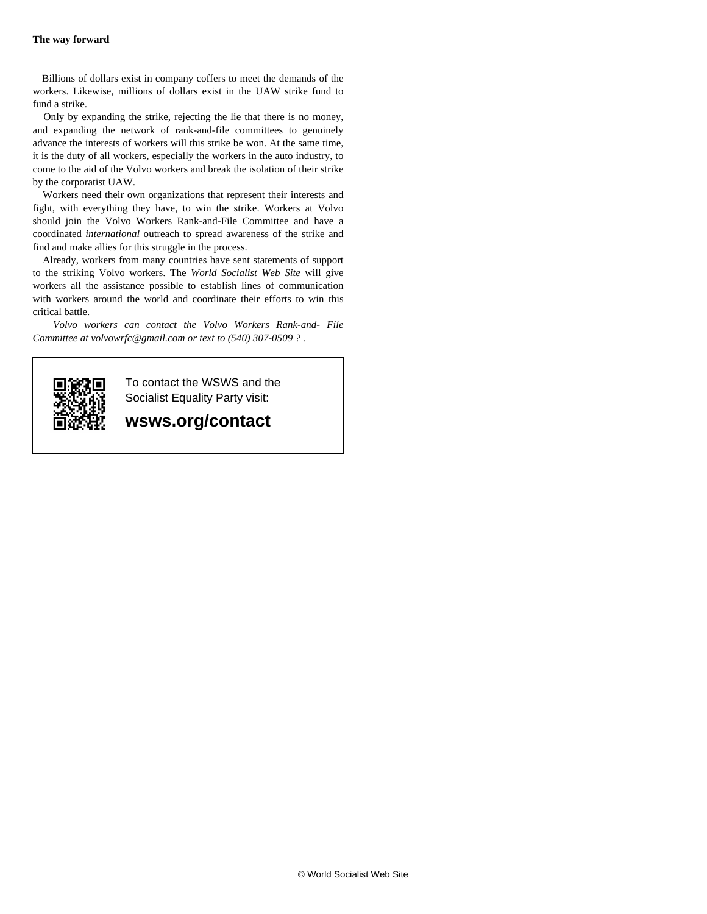**The way forward**

Billions of dollars exist in company coffers to meet the demands of the workers. Likewise, millions of dollars exist in the UAW strike fund to fund a strike.

Only by expanding the strike, rejecting the lie that there is no money, and expanding the network of rank-and-file committees to genuinely advance the interests of workers will this strike be won. At the same time, it is the duty of all workers, especially the workers in the auto industry, to come to the aid of the Volvo workers and break the isolation of their strike by the corporatist UAW.

Workers need their own organizations that represent their interests and fight, with everything they have, to win the strike. Workers at Volvo should join the Volvo Workers Rank-and-File Committee and have a coordinated *international* outreach to spread awareness of the strike and find and make allies for this struggle in the process.

Already, workers from many countries have sent statements of support to the striking Volvo workers. The *World Socialist Web Site* will give workers all the assistance possible to establish lines of communication with workers around the world and coordinate their efforts to win this critical battle.

*Volvo workers can contact the Volvo Workers Rank-and- File Committee at volvowrfc@gmail.com or text to (540) 307-0509 ?* .

To contact the WSWS and the Socialist Equality Party visit:

**wsws.org/contact**